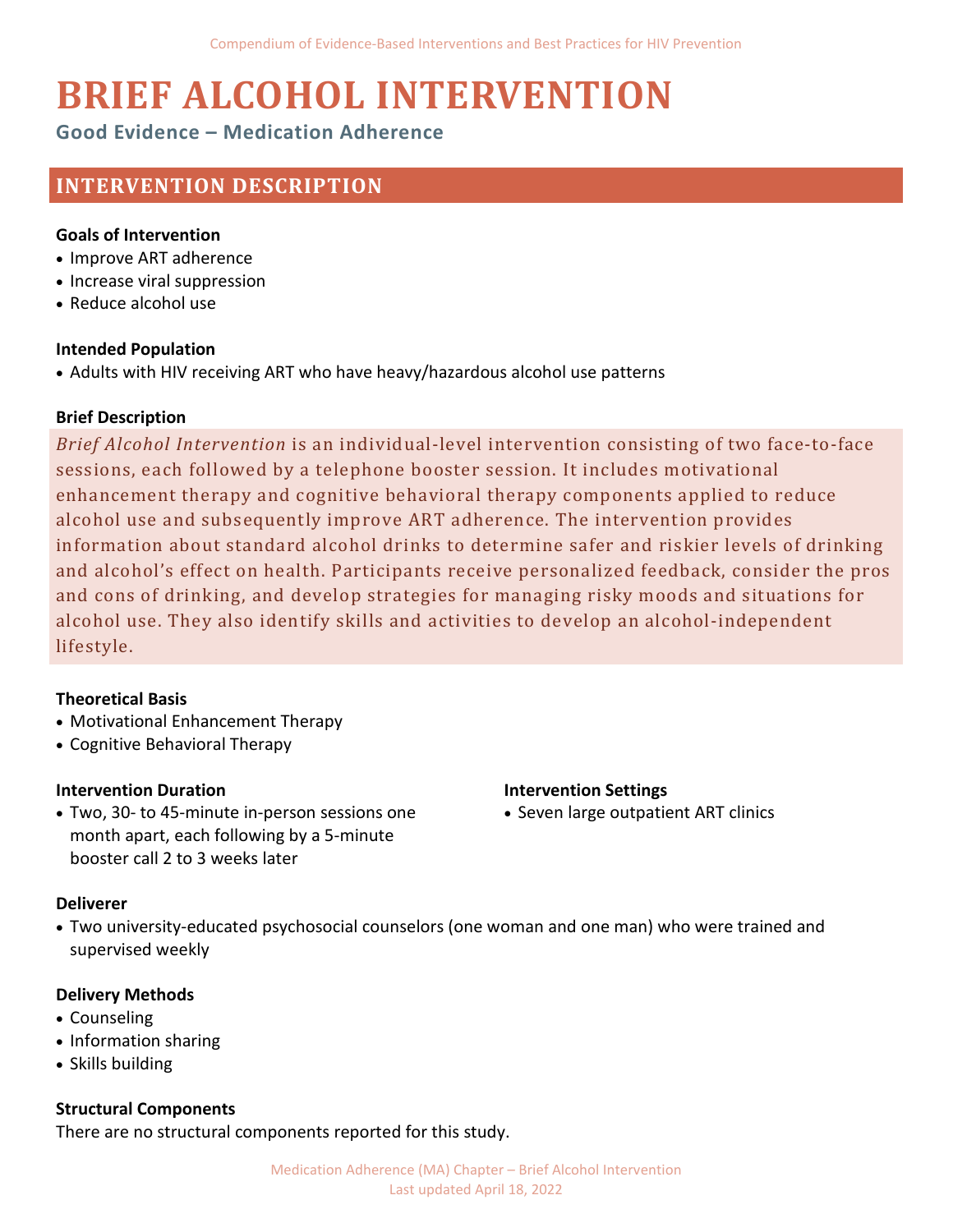# BRIEF ALCOHOL INTERVENTION

### Good Evidence – Medication Adherence

## INTERVENTION DESCRIPTION

**Goals of Intervention**

- Improve ART adherence
- Increase viral suppression
- Reduce alcohol use

**Intended Population**

- Adults with HIV receiving ART who have heavy/hazardous alcohol use patterns

**Brief Description**

*Brief Alcohol Intervention* is an individual-level intervention consisting of two face-to-face sessions, each followed by a telephone booster session. It includes motivational enhancement therapy and cognitive behavioral therapy components applied to reduce alcohol use and subsequently improve ART adherence. The intervention provides information about standard alcohol drinks to determine safer and riskier levels of drinking and alcohol's effect on health. Participants receive personalized feedback, consider the pros and cons of drinking, and develop strategies for managing risky moods and situations for alcohol use. They also identify skills and activities to develop an alcohol-independent lifestyle.

**Theoretical Basis**

- Motivational Enhancement Therapy
- Cognitive Behavioral Therapy

**Intervention Duration**

- Two, 30- to 45-minute in-person sessions one month apart, each following by a 5-minute booster call 2 to 3 weeks later

**Intervention Settings**

- Seven large outpatient ART clinics

**Deliverer**

- Two university-educated psychosocial counselors (one woman and one man) who were trained and supervised weekly

**Delivery Methods**

- Counseling
- Information sharing
- Skills building

**Structural Components**

There are no structural components reported for this study.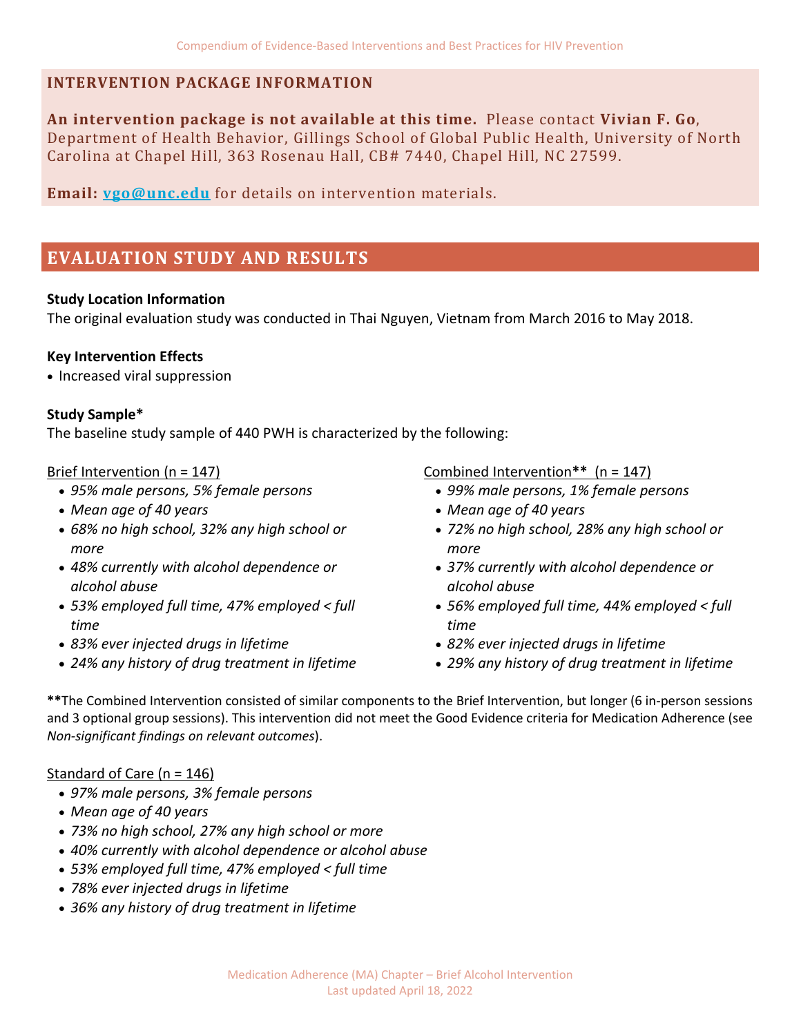## INTERVENTION PACKAGE INFORMATION

**An intervention package is not available at this time.** Please contact **Vivian F. Go**, Department of Health Behavior, Gillings School of Global Public Health, University of North Carolina at Chapel Hill, 363 Rosenau Hall, CB# 7440, Chapel Hill, NC 27599.

**Email:** vgo@unc.edu for details on intervention materials.

## EVALUATION STUDY AND RESULTS

**Study Location Information**

The original evaluation study was conducted in Thai Nguyen, Vietnam from March 2016 to May 2018.

**Key Intervention Effects**

- Increased viral suppression

**Study Sample***

The baseline study sample of 440 PWH is characterized by the following:

Brief Intervention (n = 147)

- *95% male persons, 5% female persons*
- *Mean age of 40 years*
- *68% no high school, 32% any high school or more*
- *48% currently with alcohol dependence or alcohol abuse*
- *53% employed full time, 47% employed < full time*
- *83% ever injected drugs in lifetime*
- *24% any history of drug treatment in lifetime*

Combined Intervention** (n = 147)

- *99% male persons, 1% female persons*
- *Mean age of 40 years*
- *72% no high school, 28% any high school or more*
- *37% currently with alcohol dependence or alcohol abuse*
- *56% employed full time, 44% employed < full time*
- *82% ever injected drugs in lifetime*
- *29% any history of drug treatment in lifetime*

**The Combined Intervention consisted of similar components to the Brief Intervention, but longer (6 in-person sessions and 3 optional group sessions). This intervention did not meet the Good Evidence criteria for Medication Adherence (see *Non-significant findings on relevant outcomes*).

Standard of Care (n = 146)

- *97% male persons, 3% female persons*
- *Mean age of 40 years*
- *73% no high school, 27% any high school or more*
- *40% currently with alcohol dependence or alcohol abuse*
- *53% employed full time, 47% employed < full time*
- *78% ever injected drugs in lifetime*
- *36% any history of drug treatment in lifetime*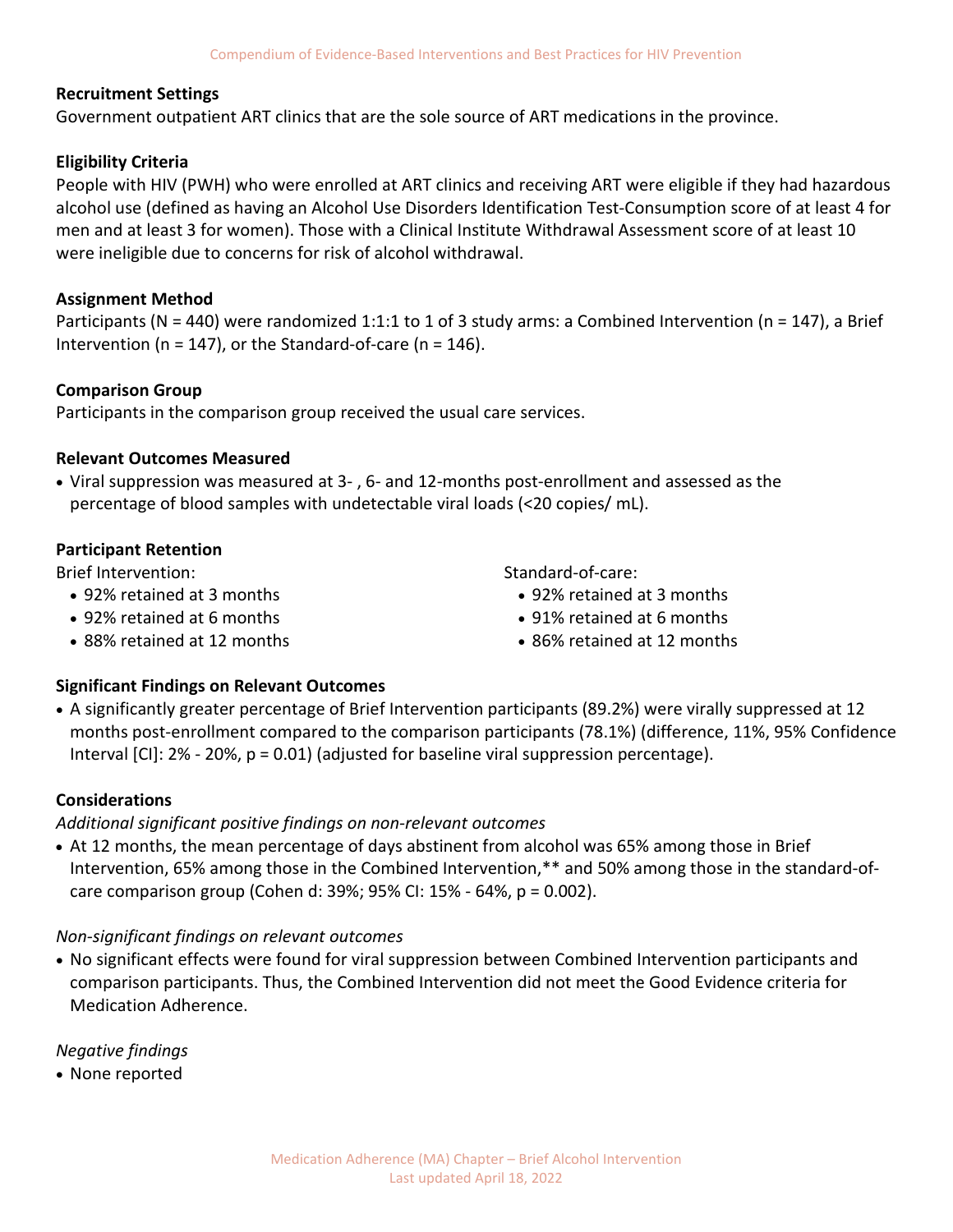**Recruitment Settings**

Government outpatient ART clinics that are the sole source of ART medications in the province.

**Eligibility Criteria**

People with HIV (PWH) who were enrolled at ART clinics and receiving ART were eligible if they had hazardous alcohol use (defined as having an Alcohol Use Disorders Identification Test-Consumption score of at least 4 for men and at least 3 for women). Those with a Clinical Institute Withdrawal Assessment score of at least 10 were ineligible due to concerns for risk of alcohol withdrawal.

**Assignment Method**

Participants (N = 440) were randomized 1:1:1 to 1 of 3 study arms: a Combined Intervention (n = 147), a Brief Intervention (n = 147), or the Standard-of-care (n = 146).

**Comparison Group**

Participants in the comparison group received the usual care services.

**Relevant Outcomes Measured**

- Viral suppression was measured at 3- , 6- and 12-months post-enrollment and assessed as the percentage of blood samples with undetectable viral loads (<20 copies/ mL).

**Participant Retention**

Brief Intervention:

- 92% retained at 3 months
- 92% retained at 6 months
- 88% retained at 12 months

Standard-of-care:

- 92% retained at 3 months
- 91% retained at 6 months
- 86% retained at 12 months

**Significant Findings on Relevant Outcomes**

- A significantly greater percentage of Brief Intervention participants (89.2%) were virally suppressed at 12 months post-enrollment compared to the comparison participants (78.1%) (difference, 11%, 95% Confidence Interval [CI]: 2% - 20%, p = 0.01) (adjusted for baseline viral suppression percentage).

**Considerations**

*Additional significant positive findings on non-relevant outcomes*

- At 12 months, the mean percentage of days abstinent from alcohol was 65% among those in Brief Intervention, 65% among those in the Combined Intervention,** and 50% among those in the standard-of-care comparison group (Cohen d: 39%; 95% CI: 15% - 64%, p = 0.002).

*Non-significant findings on relevant outcomes*

- No significant effects were found for viral suppression between Combined Intervention participants and comparison participants. Thus, the Combined Intervention did not meet the Good Evidence criteria for Medication Adherence.

*Negative findings*

- None reported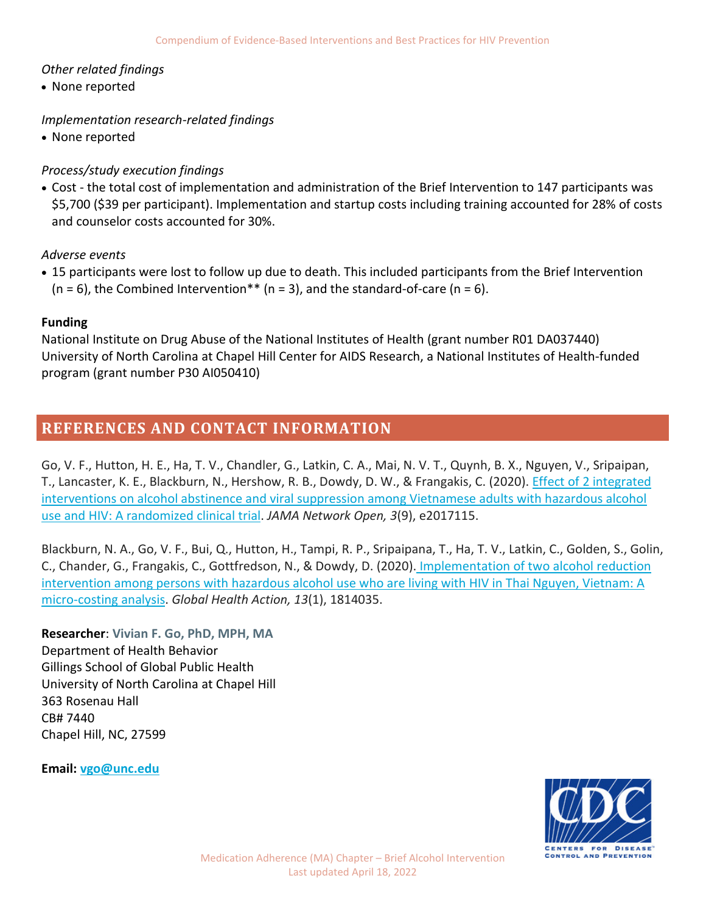*Other related findings*

- None reported

*Implementation research-related findings*

- None reported

*Process/study execution findings*

- Cost - the total cost of implementation and administration of the Brief Intervention to 147 participants was $5,700 ($39 per participant). Implementation and startup costs including training accounted for 28% of costs and counselor costs accounted for 30%.

*Adverse events*

- 15 participants were lost to follow up due to death. This included participants from the Brief Intervention (n = 6), the Combined Intervention** (n = 3), and the standard-of-care (n = 6).

**Funding**

National Institute on Drug Abuse of the National Institutes of Health (grant number R01 DA037440)
University of North Carolina at Chapel Hill Center for AIDS Research, a National Institutes of Health-funded program (grant number P30 AI050410)

## REFERENCES AND CONTACT INFORMATION

Go, V. F., Hutton, H. E., Ha, T. V., Chandler, G., Latkin, C. A., Mai, N. V. T., Quynh, B. X., Nguyen, V., Sripaipan, T., Lancaster, K. E., Blackburn, N., Hershow, R. B., Dowdy, D. W., & Frangakis, C. (2020). Effect of 2 integrated interventions on alcohol abstinence and viral suppression among Vietnamese adults with hazardous alcohol use and HIV: A randomized clinical trial. *JAMA Network Open, 3*(9), e2017115.

Blackburn, N. A., Go, V. F., Bui, Q., Hutton, H., Tampi, R. P., Sripaipana, T., Ha, T. V., Latkin, C., Golden, S., Golin, C., Chander, G., Frangakis, C., Gottfredson, N., & Dowdy, D. (2020). Implementation of two alcohol reduction intervention among persons with hazardous alcohol use who are living with HIV in Thai Nguyen, Vietnam: A micro-costing analysis. *Global Health Action, 13*(1), 1814035.

**Researcher**: **Vivian F. Go, PhD, MPH, MA**
Department of Health Behavior
Gillings School of Global Public Health
University of North Carolina at Chapel Hill
363 Rosenau Hall
CB# 7440
Chapel Hill, NC, 27599

**Email: vgo@unc.edu**